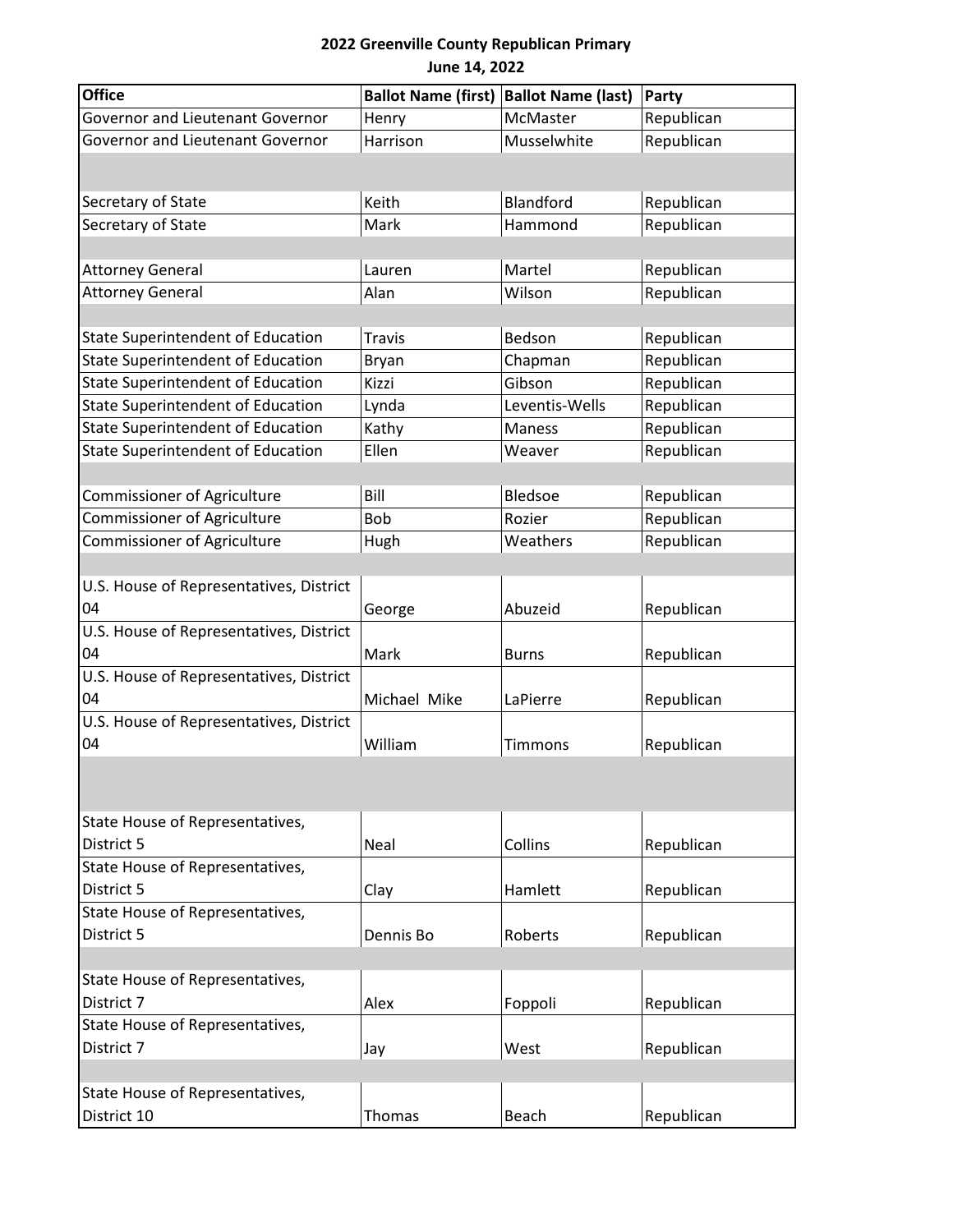**2022 Greenville County Republican Primary**

**June 14, 2022**

| Office | Ballot Name (first) | Ballot Name (last) | Party |
|---|---|---|---|
| Governor and Lieutenant Governor | Henry | McMaster | Republican |
| Governor and Lieutenant Governor | Harrison | Musselwhite | Republican |
| | | | |
| Secretary of State | Keith | Blandford | Republican |
| Secretary of State | Mark | Hammond | Republican |
| | | | |
| Attorney General | Lauren | Martel | Republican |
| Attorney General | Alan | Wilson | Republican |
| | | | |
| State Superintendent of Education | Travis | Bedson | Republican |
| State Superintendent of Education | Bryan | Chapman | Republican |
| State Superintendent of Education | Kizzi | Gibson | Republican |
| State Superintendent of Education | Lynda | Leventis-Wells | Republican |
| State Superintendent of Education | Kathy | Maness | Republican |
| State Superintendent of Education | Ellen | Weaver | Republican |
| | | | |
| Commissioner of Agriculture | Bill | Bledsoe | Republican |
| Commissioner of Agriculture | Bob | Rozier | Republican |
| Commissioner of Agriculture | Hugh | Weathers | Republican |
| | | | |
| U.S. House of Representatives, District 04 | George | Abuzeid | Republican |
| U.S. House of Representatives, District 04 | Mark | Burns | Republican |
| U.S. House of Representatives, District 04 | Michael Mike | LaPierre | Republican |
| U.S. House of Representatives, District 04 | William | Timmons | Republican |
| | | | |
| State House of Representatives, District 5 | Neal | Collins | Republican |
| State House of Representatives, District 5 | Clay | Hamlett | Republican |
| State House of Representatives, District 5 | Dennis Bo | Roberts | Republican |
| | | | |
| State House of Representatives, District 7 | Alex | Foppoli | Republican |
| State House of Representatives, District 7 | Jay | West | Republican |
| | | | |
| State House of Representatives, District 10 | Thomas | Beach | Republican |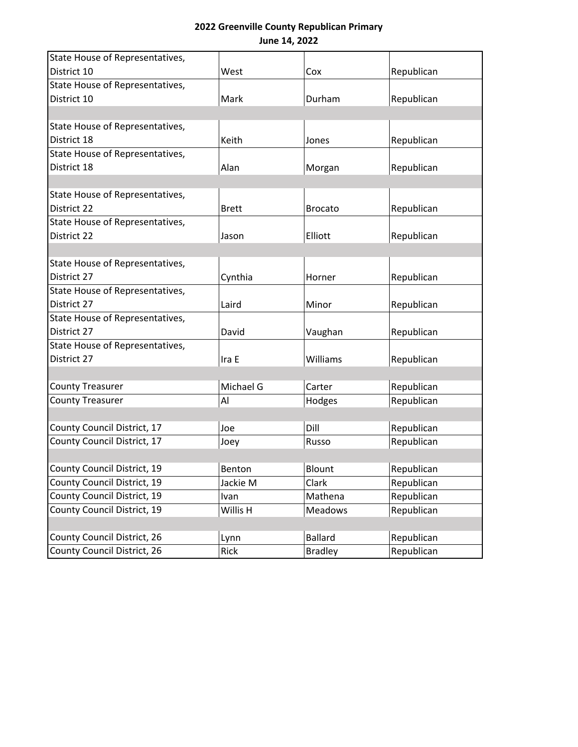**2022 Greenville County Republican Primary**

**June 14, 2022**

| | | | |
|---|---|---|---|
| State House of Representatives, District 10 | West | Cox | Republican |
| State House of Representatives, District 10 | Mark | Durham | Republican |
| | | | |
| State House of Representatives, District 18 | Keith | Jones | Republican |
| State House of Representatives, District 18 | Alan | Morgan | Republican |
| | | | |
| State House of Representatives, District 22 | Brett | Brocato | Republican |
| State House of Representatives, District 22 | Jason | Elliott | Republican |
| | | | |
| State House of Representatives, District 27 | Cynthia | Horner | Republican |
| State House of Representatives, District 27 | Laird | Minor | Republican |
| State House of Representatives, District 27 | David | Vaughan | Republican |
| State House of Representatives, District 27 | Ira E | Williams | Republican |
| | | | |
| County Treasurer | Michael G | Carter | Republican |
| County Treasurer | Al | Hodges | Republican |
| | | | |
| County Council District, 17 | Joe | Dill | Republican |
| County Council District, 17 | Joey | Russo | Republican |
| | | | |
| County Council District, 19 | Benton | Blount | Republican |
| County Council District, 19 | Jackie M | Clark | Republican |
| County Council District, 19 | Ivan | Mathena | Republican |
| County Council District, 19 | Willis H | Meadows | Republican |
| | | | |
| County Council District, 26 | Lynn | Ballard | Republican |
| County Council District, 26 | Rick | Bradley | Republican |